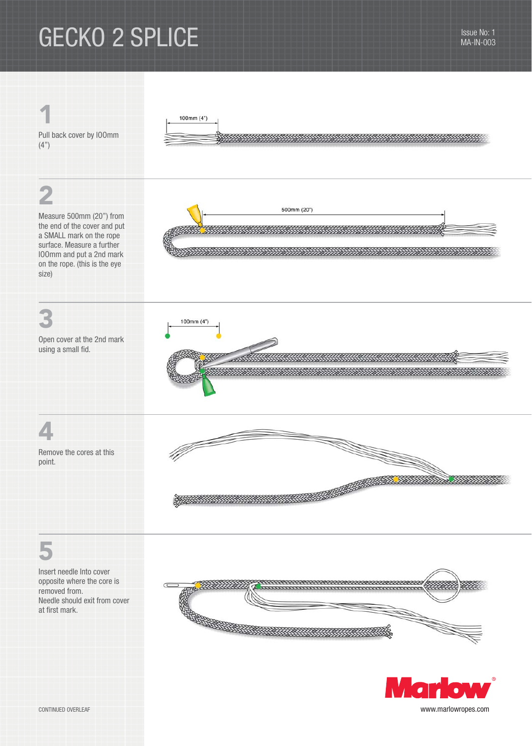# GECKO 2 SPLICE

Issue No: 1
MA-IN-003

## 1

Pull back cover by l00mm (4")

100mm (4")

## 2

Measure 500mm (20") from the end of the cover and put a SMALL mark on the rope surface. Measure a further l00mm and put a 2nd mark on the rope. (this is the eye size)

500mm (20")

## 3

Open cover at the 2nd mark using a small fid.

100mm (4")

## 4

Remove the cores at this point.

## 5

Insert needle Into cover opposite where the core is removed from.
Needle should exit from cover at first mark.

CONTINUED OVERLEAF

Marlow®
www.marlowropes.com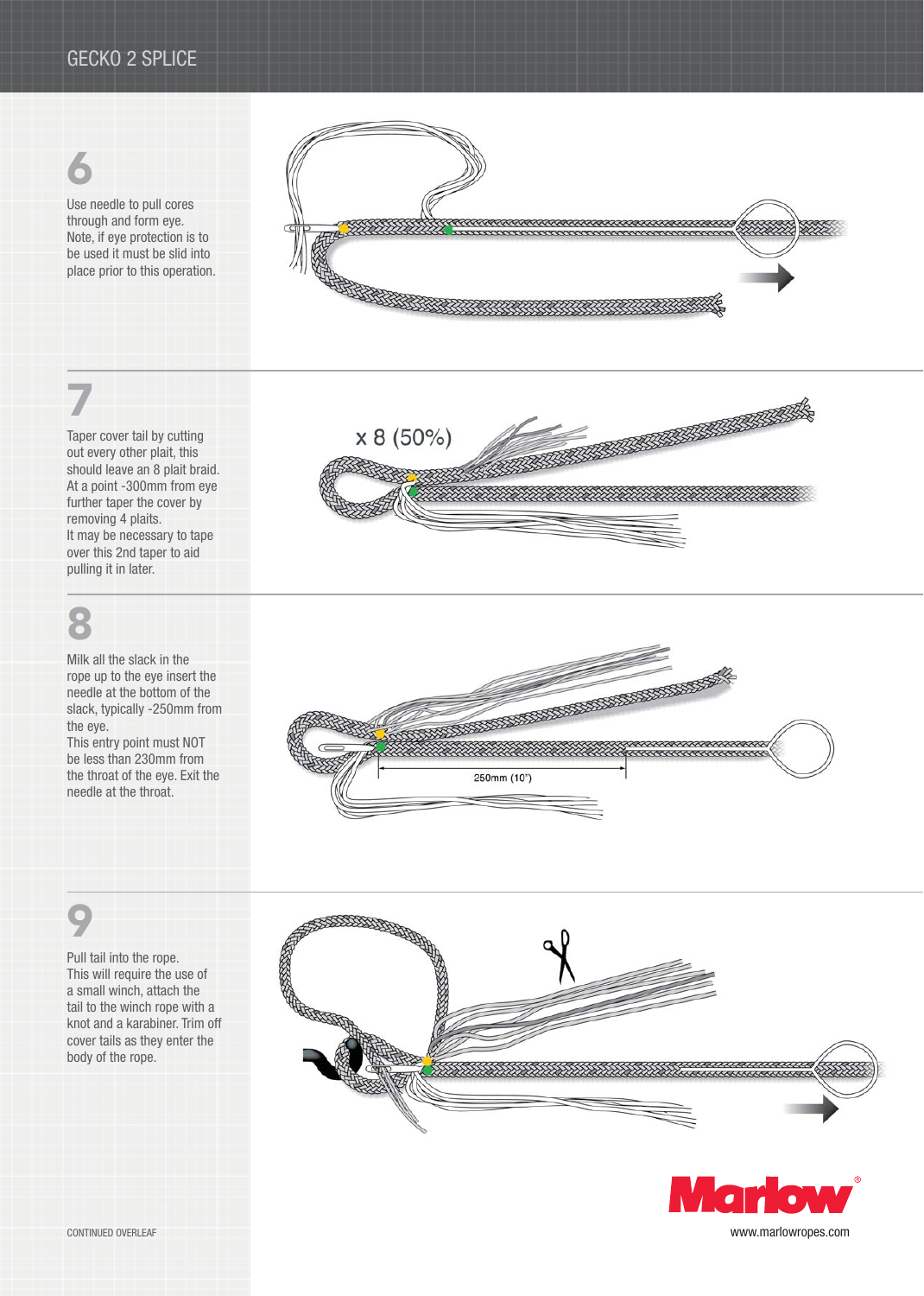# GECKO 2 SPLICE

## 6

Use needle to pull cores through and form eye.
Note, if eye protection is to be used it must be slid into place prior to this operation.

## 7

Taper cover tail by cutting out every other plait, this should leave an 8 plait braid.
At a point -300mm from eye further taper the cover by removing 4 plaits.
It may be necessary to tape over this 2nd taper to aid pulling it in later.

x 8 (50%)

## 8

Milk all the slack in the rope up to the eye insert the needle at the bottom of the slack, typically -250mm from the eye.
This entry point must NOT be less than 230mm from the throat of the eye. Exit the needle at the throat.

250mm (10")

## 9

Pull tail into the rope.
This will require the use of a small winch, attach the tail to the winch rope with a knot and a karabiner. Trim off cover tails as they enter the body of the rope.

CONTINUED OVERLEAF

Marlow

www.marlowropes.com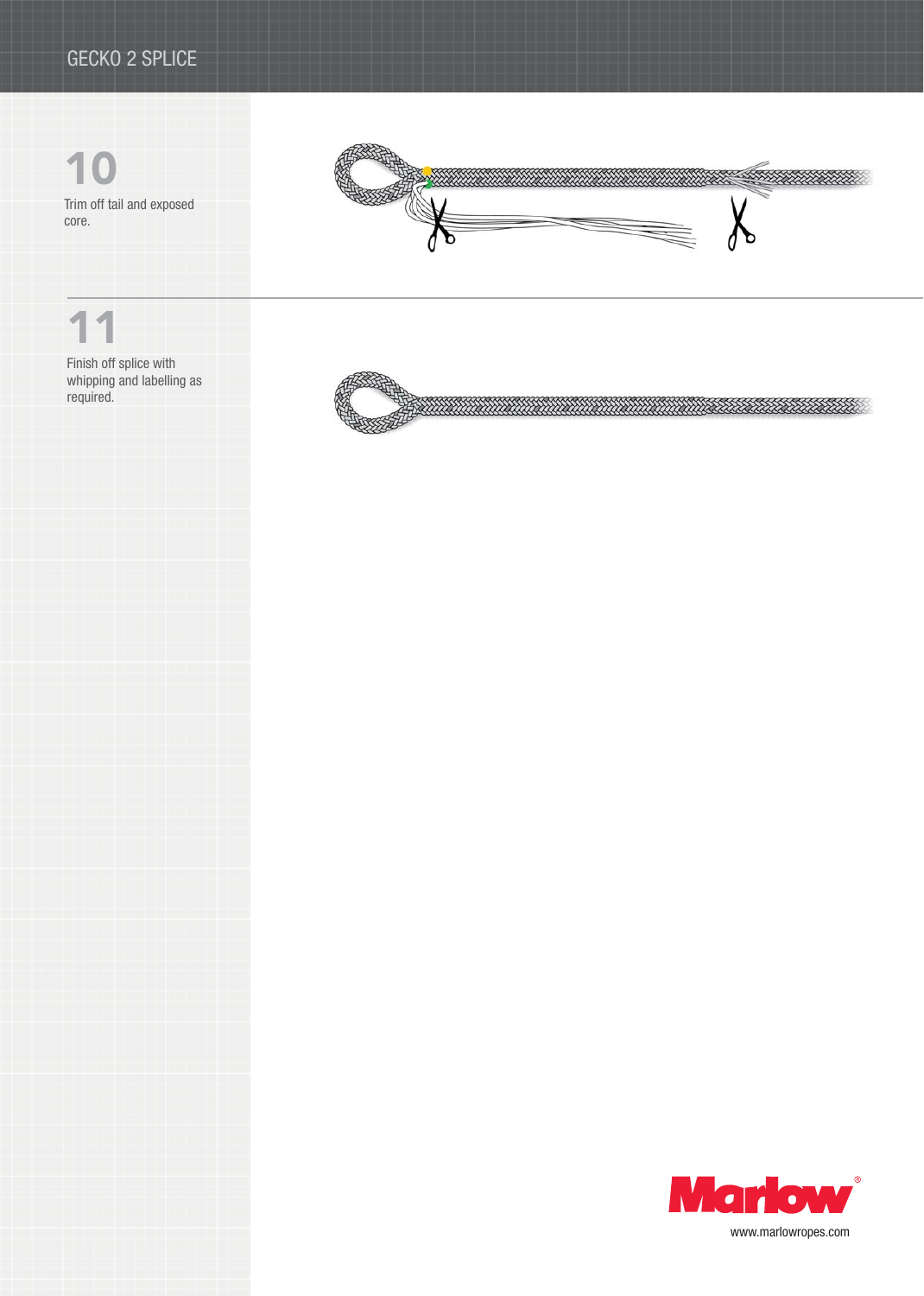## 10

Trim off tail and exposed core.

## 11

Finish off splice with whipping and labelling as required.

Marlow®

www.marlowropes.com